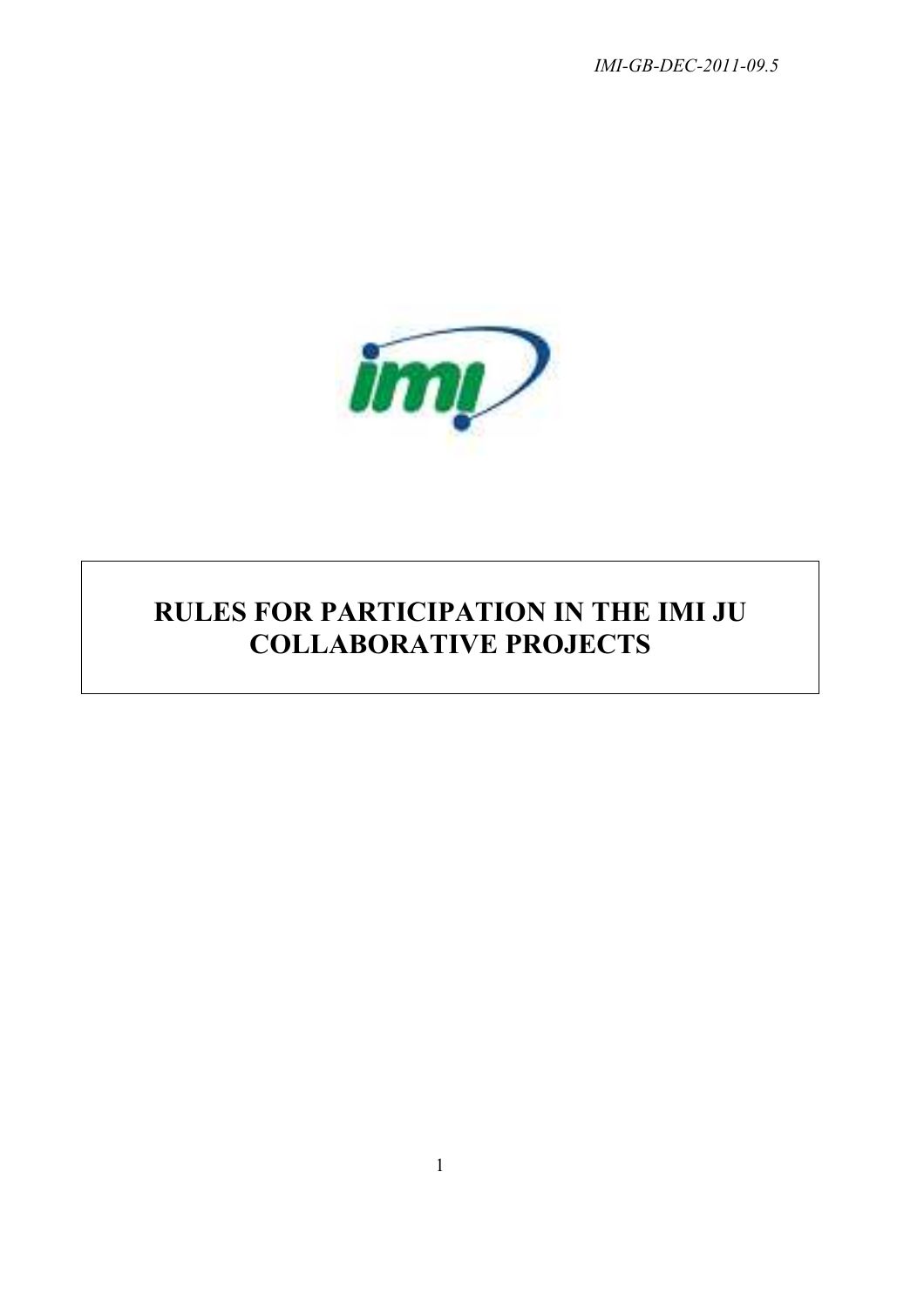*IMI-GB-DEC-2011-09.5*

# RULES FOR PARTICIPATION IN THE IMI JU COLLABORATIVE PROJECTS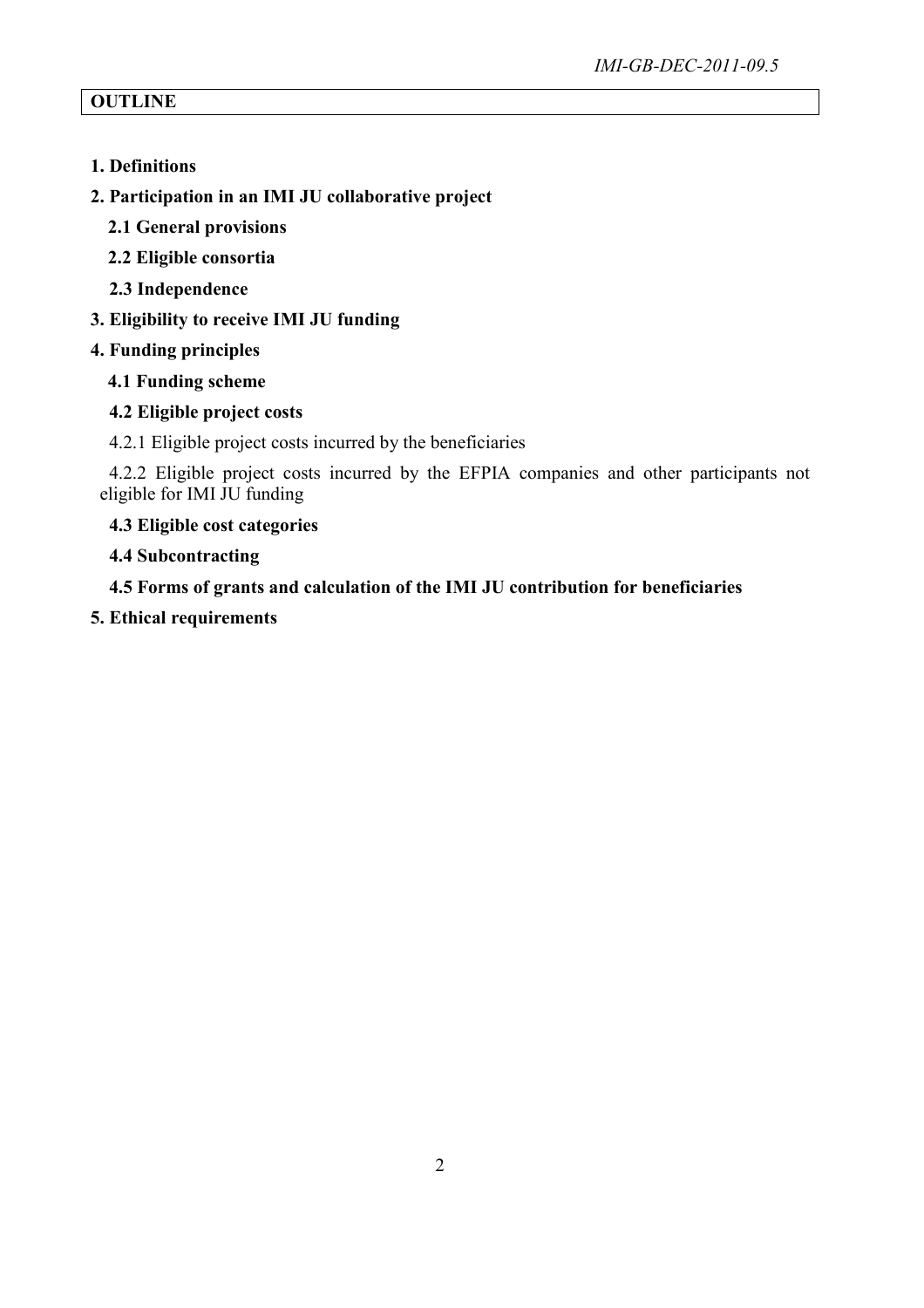**OUTLINE**

**1. Definitions**

**2. Participation in an IMI JU collaborative project**

**2.1 General provisions**

**2.2 Eligible consortia**

**2.3 Independence**

**3. Eligibility to receive IMI JU funding**

**4. Funding principles**

**4.1 Funding scheme**

**4.2 Eligible project costs**

4.2.1 Eligible project costs incurred by the beneficiaries

4.2.2 Eligible project costs incurred by the EFPIA companies and other participants not eligible for IMI JU funding

**4.3 Eligible cost categories**

**4.4 Subcontracting**

**4.5 Forms of grants and calculation of the IMI JU contribution for beneficiaries**

**5. Ethical requirements**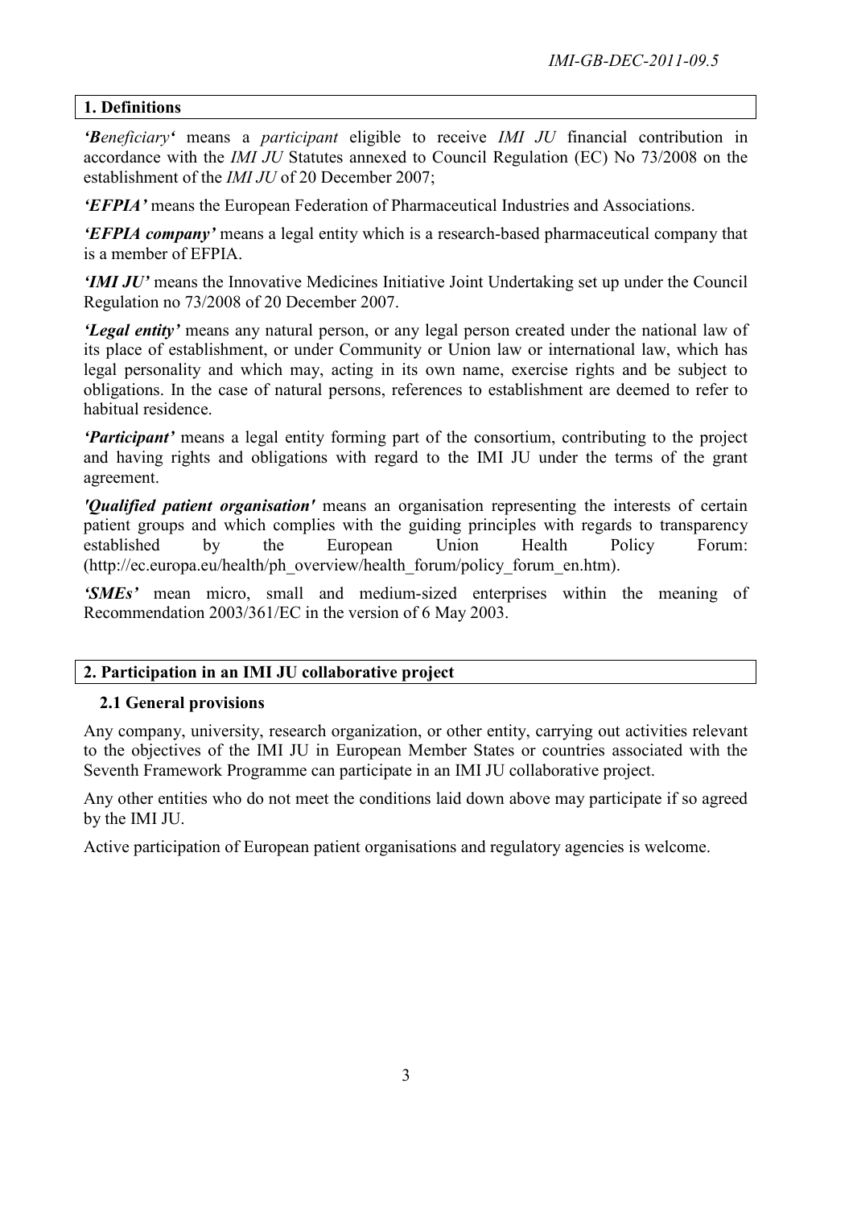## 1. Definitions

***Beneficiary'*** means a *participant* eligible to receive *IMI JU* financial contribution in accordance with the *IMI JU* Statutes annexed to Council Regulation (EC) No 73/2008 on the establishment of the *IMI JU* of 20 December 2007;

***'EFPIA'*** means the European Federation of Pharmaceutical Industries and Associations.

***'EFPIA company'*** means a legal entity which is a research-based pharmaceutical company that is a member of EFPIA.

***'IMI JU'*** means the Innovative Medicines Initiative Joint Undertaking set up under the Council Regulation no 73/2008 of 20 December 2007.

***'Legal entity'*** means any natural person, or any legal person created under the national law of its place of establishment, or under Community or Union law or international law, which has legal personality and which may, acting in its own name, exercise rights and be subject to obligations. In the case of natural persons, references to establishment are deemed to refer to habitual residence.

***'Participant'*** means a legal entity forming part of the consortium, contributing to the project and having rights and obligations with regard to the IMI JU under the terms of the grant agreement.

***'Qualified patient organisation'*** means an organisation representing the interests of certain patient groups and which complies with the guiding principles with regards to transparency established by the European Union Health Policy Forum: (http://ec.europa.eu/health/ph_overview/health_forum/policy_forum_en.htm).

***'SMEs'*** mean micro, small and medium-sized enterprises within the meaning of Recommendation 2003/361/EC in the version of 6 May 2003.

## 2. Participation in an IMI JU collaborative project

### 2.1 General provisions

Any company, university, research organization, or other entity, carrying out activities relevant to the objectives of the IMI JU in European Member States or countries associated with the Seventh Framework Programme can participate in an IMI JU collaborative project.

Any other entities who do not meet the conditions laid down above may participate if so agreed by the IMI JU.

Active participation of European patient organisations and regulatory agencies is welcome.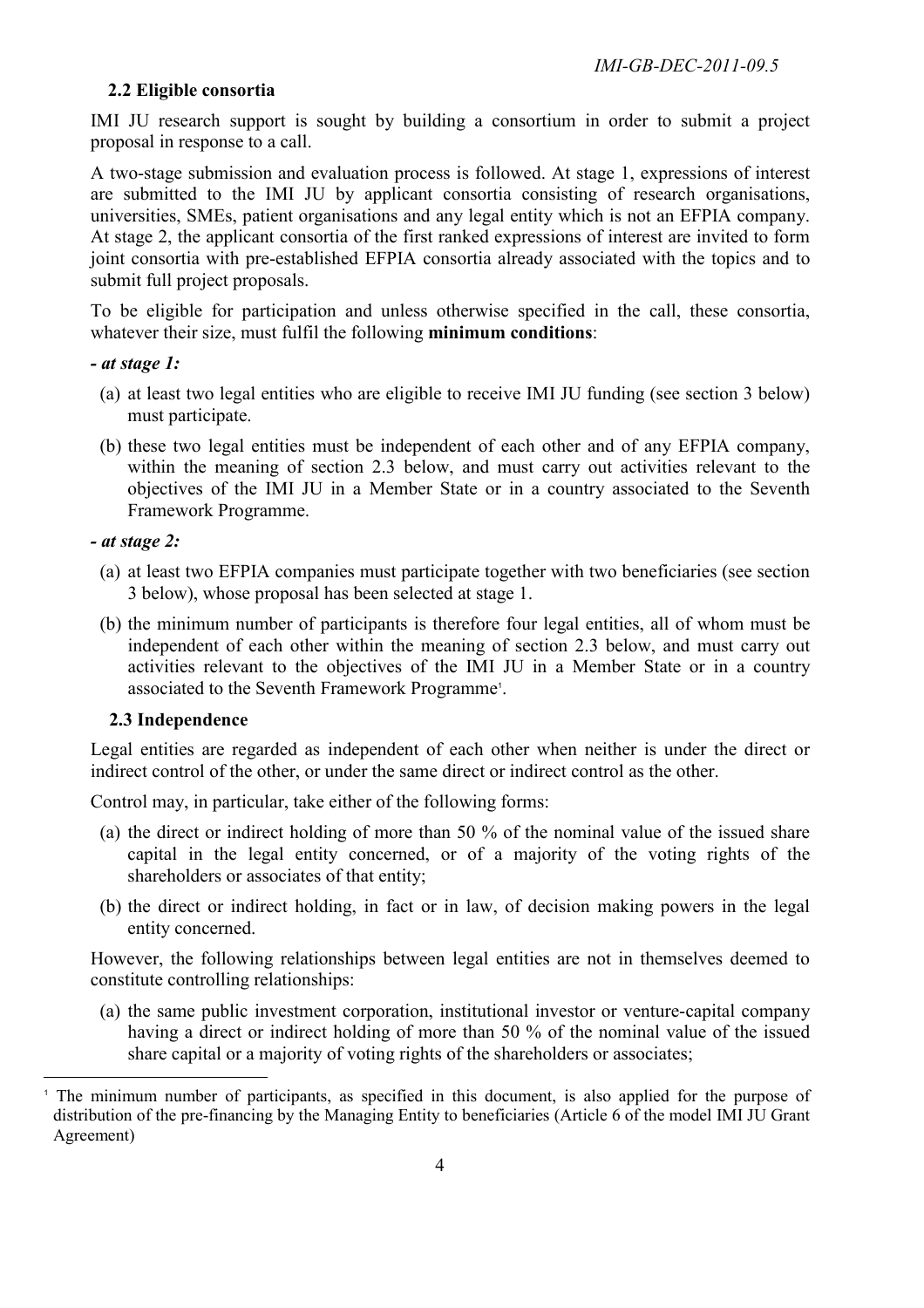### 2.2 Eligible consortia

IMI JU research support is sought by building a consortium in order to submit a project proposal in response to a call.

A two-stage submission and evaluation process is followed. At stage 1, expressions of interest are submitted to the IMI JU by applicant consortia consisting of research organisations, universities, SMEs, patient organisations and any legal entity which is not an EFPIA company. At stage 2, the applicant consortia of the first ranked expressions of interest are invited to form joint consortia with pre-established EFPIA consortia already associated with the topics and to submit full project proposals.

To be eligible for participation and unless otherwise specified in the call, these consortia, whatever their size, must fulfil the following **minimum conditions**:

***- at stage 1:***

(a) at least two legal entities who are eligible to receive IMI JU funding (see section 3 below) must participate.

(b) these two legal entities must be independent of each other and of any EFPIA company, within the meaning of section 2.3 below, and must carry out activities relevant to the objectives of the IMI JU in a Member State or in a country associated to the Seventh Framework Programme.

***- at stage 2:***

(a) at least two EFPIA companies must participate together with two beneficiaries (see section 3 below), whose proposal has been selected at stage 1.

(b) the minimum number of participants is therefore four legal entities, all of whom must be independent of each other within the meaning of section 2.3 below, and must carry out activities relevant to the objectives of the IMI JU in a Member State or in a country associated to the Seventh Framework Programme[1].

### 2.3 Independence

Legal entities are regarded as independent of each other when neither is under the direct or indirect control of the other, or under the same direct or indirect control as the other.

Control may, in particular, take either of the following forms:

(a) the direct or indirect holding of more than 50 % of the nominal value of the issued share capital in the legal entity concerned, or of a majority of the voting rights of the shareholders or associates of that entity;

(b) the direct or indirect holding, in fact or in law, of decision making powers in the legal entity concerned.

However, the following relationships between legal entities are not in themselves deemed to constitute controlling relationships:

(a) the same public investment corporation, institutional investor or venture-capital company having a direct or indirect holding of more than 50 % of the nominal value of the issued share capital or a majority of voting rights of the shareholders or associates;

---

[1] The minimum number of participants, as specified in this document, is also applied for the purpose of distribution of the pre-financing by the Managing Entity to beneficiaries (Article 6 of the model IMI JU Grant Agreement)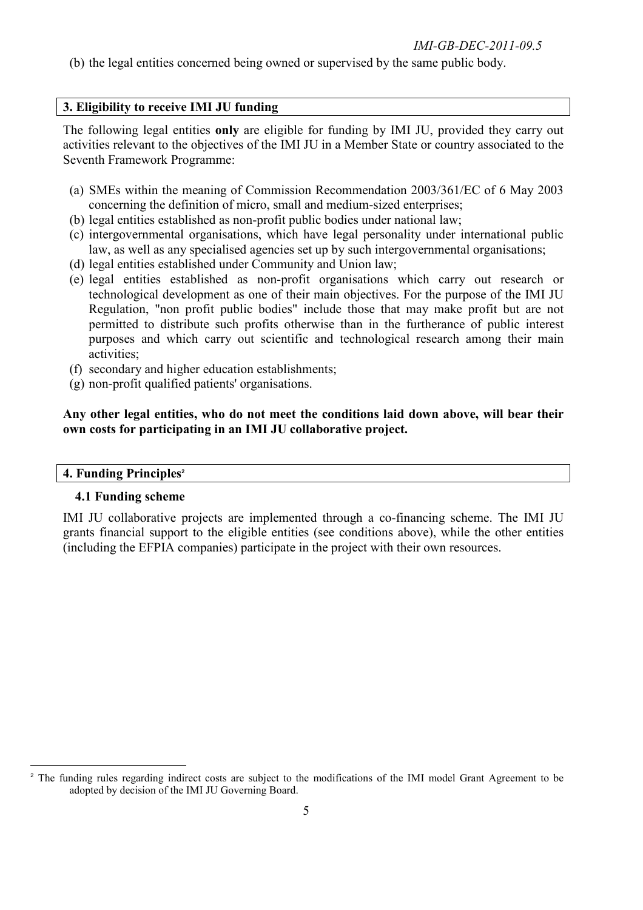(b) the legal entities concerned being owned or supervised by the same public body.

## 3. Eligibility to receive IMI JU funding

The following legal entities **only** are eligible for funding by IMI JU, provided they carry out activities relevant to the objectives of the IMI JU in a Member State or country associated to the Seventh Framework Programme:

(a) SMEs within the meaning of Commission Recommendation 2003/361/EC of 6 May 2003 concerning the definition of micro, small and medium-sized enterprises;
(b) legal entities established as non-profit public bodies under national law;
(c) intergovernmental organisations, which have legal personality under international public law, as well as any specialised agencies set up by such intergovernmental organisations;
(d) legal entities established under Community and Union law;
(e) legal entities established as non-profit organisations which carry out research or technological development as one of their main objectives. For the purpose of the IMI JU Regulation, "non profit public bodies" include those that may make profit but are not permitted to distribute such profits otherwise than in the furtherance of public interest purposes and which carry out scientific and technological research among their main activities;
(f) secondary and higher education establishments;
(g) non-profit qualified patients' organisations.

**Any other legal entities, who do not meet the conditions laid down above, will bear their own costs for participating in an IMI JU collaborative project.**

## 4. Funding Principles[2]

### 4.1 Funding scheme

IMI JU collaborative projects are implemented through a co-financing scheme. The IMI JU grants financial support to the eligible entities (see conditions above), while the other entities (including the EFPIA companies) participate in the project with their own resources.

[2] The funding rules regarding indirect costs are subject to the modifications of the IMI model Grant Agreement to be adopted by decision of the IMI JU Governing Board.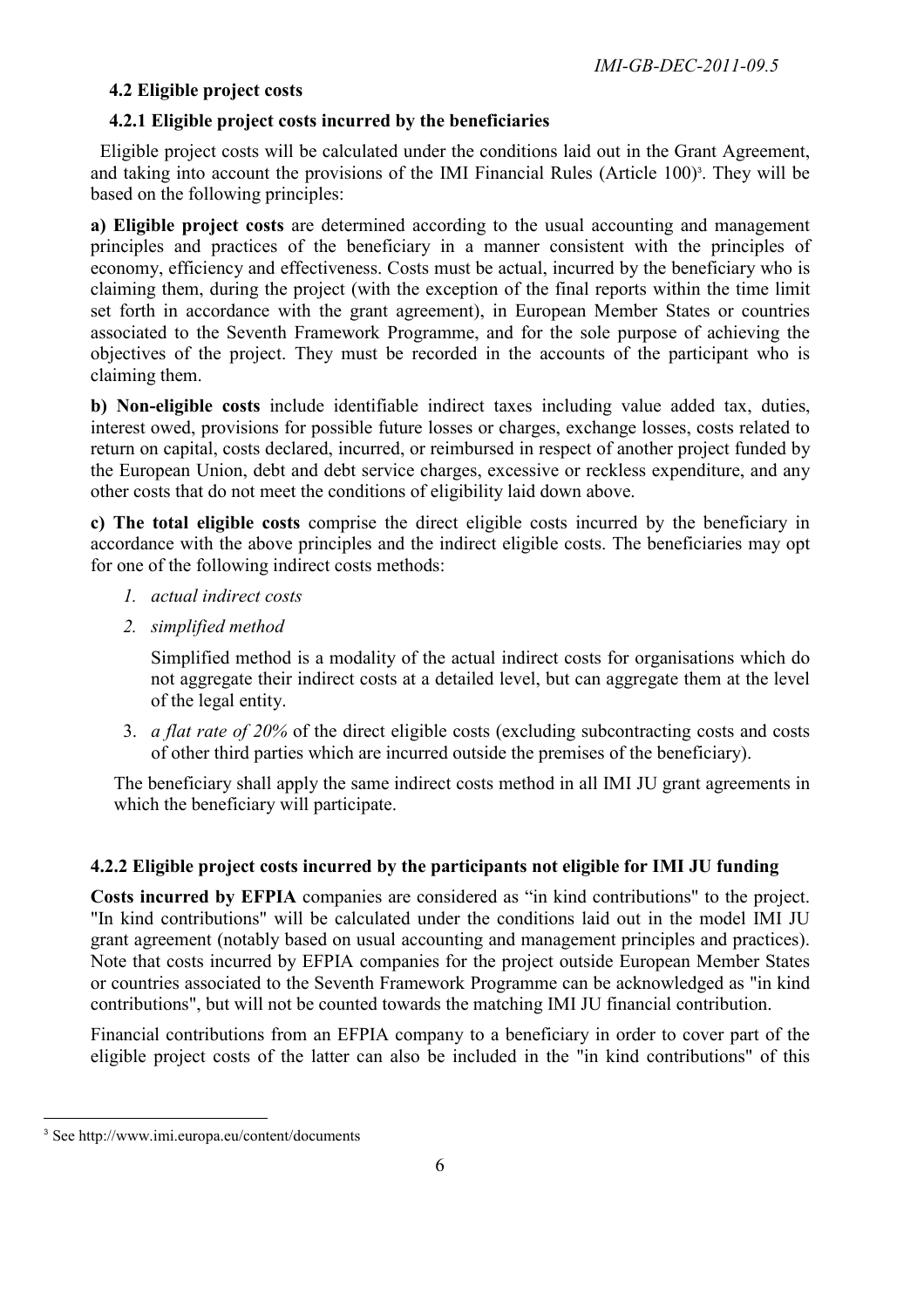### 4.2 Eligible project costs

#### 4.2.1 Eligible project costs incurred by the beneficiaries

Eligible project costs will be calculated under the conditions laid out in the Grant Agreement, and taking into account the provisions of the IMI Financial Rules (Article 100)[3]. They will be based on the following principles:

**a) Eligible project costs** are determined according to the usual accounting and management principles and practices of the beneficiary in a manner consistent with the principles of economy, efficiency and effectiveness. Costs must be actual, incurred by the beneficiary who is claiming them, during the project (with the exception of the final reports within the time limit set forth in accordance with the grant agreement), in European Member States or countries associated to the Seventh Framework Programme, and for the sole purpose of achieving the objectives of the project. They must be recorded in the accounts of the participant who is claiming them.

**b) Non-eligible costs** include identifiable indirect taxes including value added tax, duties, interest owed, provisions for possible future losses or charges, exchange losses, costs related to return on capital, costs declared, incurred, or reimbursed in respect of another project funded by the European Union, debt and debt service charges, excessive or reckless expenditure, and any other costs that do not meet the conditions of eligibility laid down above.

**c) The total eligible costs** comprise the direct eligible costs incurred by the beneficiary in accordance with the above principles and the indirect eligible costs. The beneficiaries may opt for one of the following indirect costs methods:

1. *actual indirect costs*
2. *simplified method*

   Simplified method is a modality of the actual indirect costs for organisations which do not aggregate their indirect costs at a detailed level, but can aggregate them at the level of the legal entity.

3. *a flat rate of 20%* of the direct eligible costs (excluding subcontracting costs and costs of other third parties which are incurred outside the premises of the beneficiary).

The beneficiary shall apply the same indirect costs method in all IMI JU grant agreements in which the beneficiary will participate.

#### 4.2.2 Eligible project costs incurred by the participants not eligible for IMI JU funding

**Costs incurred by EFPIA** companies are considered as "in kind contributions" to the project. "In kind contributions" will be calculated under the conditions laid out in the model IMI JU grant agreement (notably based on usual accounting and management principles and practices). Note that costs incurred by EFPIA companies for the project outside European Member States or countries associated to the Seventh Framework Programme can be acknowledged as "in kind contributions", but will not be counted towards the matching IMI JU financial contribution.

Financial contributions from an EFPIA company to a beneficiary in order to cover part of the eligible project costs of the latter can also be included in the "in kind contributions" of this

[3] See http://www.imi.europa.eu/content/documents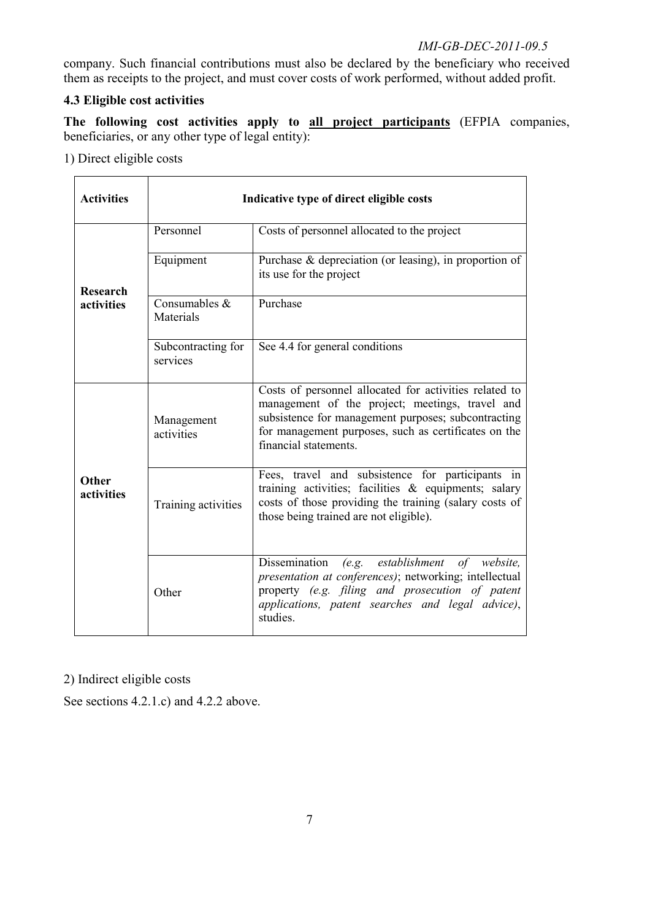company. Such financial contributions must also be declared by the beneficiary who received them as receipts to the project, and must cover costs of work performed, without added profit.

### 4.3 Eligible cost activities

**The following cost activities apply to <u>all project participants</u>** (EFPIA companies, beneficiaries, or any other type of legal entity):

1) Direct eligible costs

| **Activities** | **Indicative type of direct eligible costs** | |
|---|---|---|
| **Research activities** | Personnel | Costs of personnel allocated to the project |
| | Equipment | Purchase & depreciation (or leasing), in proportion of its use for the project |
| | Consumables & Materials | Purchase |
| | Subcontracting for services | See 4.4 for general conditions |
| **Other activities** | Management activities | Costs of personnel allocated for activities related to management of the project; meetings, travel and subsistence for management purposes; subcontracting for management purposes, such as certificates on the financial statements. |
| | Training activities | Fees, travel and subsistence for participants in training activities; facilities & equipments; salary costs of those providing the training (salary costs of those being trained are not eligible). |
| | Other | Dissemination *(e.g. establishment of website, presentation at conferences)*; networking; intellectual property *(e.g. filing and prosecution of patent applications, patent searches and legal advice)*, studies. |

2) Indirect eligible costs

See sections 4.2.1.c) and 4.2.2 above.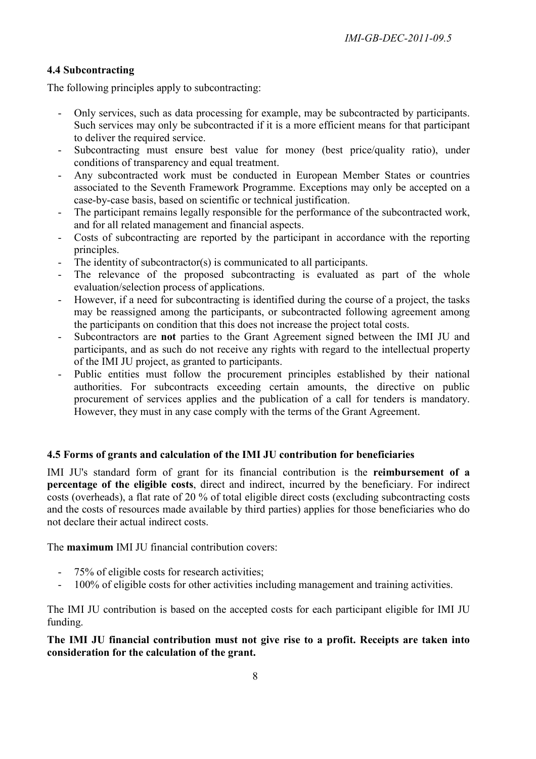### 4.4 Subcontracting

The following principles apply to subcontracting:

- Only services, such as data processing for example, may be subcontracted by participants. Such services may only be subcontracted if it is a more efficient means for that participant to deliver the required service.
- Subcontracting must ensure best value for money (best price/quality ratio), under conditions of transparency and equal treatment.
- Any subcontracted work must be conducted in European Member States or countries associated to the Seventh Framework Programme. Exceptions may only be accepted on a case-by-case basis, based on scientific or technical justification.
- The participant remains legally responsible for the performance of the subcontracted work, and for all related management and financial aspects.
- Costs of subcontracting are reported by the participant in accordance with the reporting principles.
- The identity of subcontractor(s) is communicated to all participants.
- The relevance of the proposed subcontracting is evaluated as part of the whole evaluation/selection process of applications.
- However, if a need for subcontracting is identified during the course of a project, the tasks may be reassigned among the participants, or subcontracted following agreement among the participants on condition that this does not increase the project total costs.
- Subcontractors are **not** parties to the Grant Agreement signed between the IMI JU and participants, and as such do not receive any rights with regard to the intellectual property of the IMI JU project, as granted to participants.
- Public entities must follow the procurement principles established by their national authorities. For subcontracts exceeding certain amounts, the directive on public procurement of services applies and the publication of a call for tenders is mandatory. However, they must in any case comply with the terms of the Grant Agreement.

### 4.5 Forms of grants and calculation of the IMI JU contribution for beneficiaries

IMI JU's standard form of grant for its financial contribution is the **reimbursement of a percentage of the eligible costs**, direct and indirect, incurred by the beneficiary. For indirect costs (overheads), a flat rate of 20 % of total eligible direct costs (excluding subcontracting costs and the costs of resources made available by third parties) applies for those beneficiaries who do not declare their actual indirect costs.

The **maximum** IMI JU financial contribution covers:

- 75% of eligible costs for research activities;
- 100% of eligible costs for other activities including management and training activities.

The IMI JU contribution is based on the accepted costs for each participant eligible for IMI JU funding.

**The IMI JU financial contribution must not give rise to a profit. Receipts are taken into consideration for the calculation of the grant.**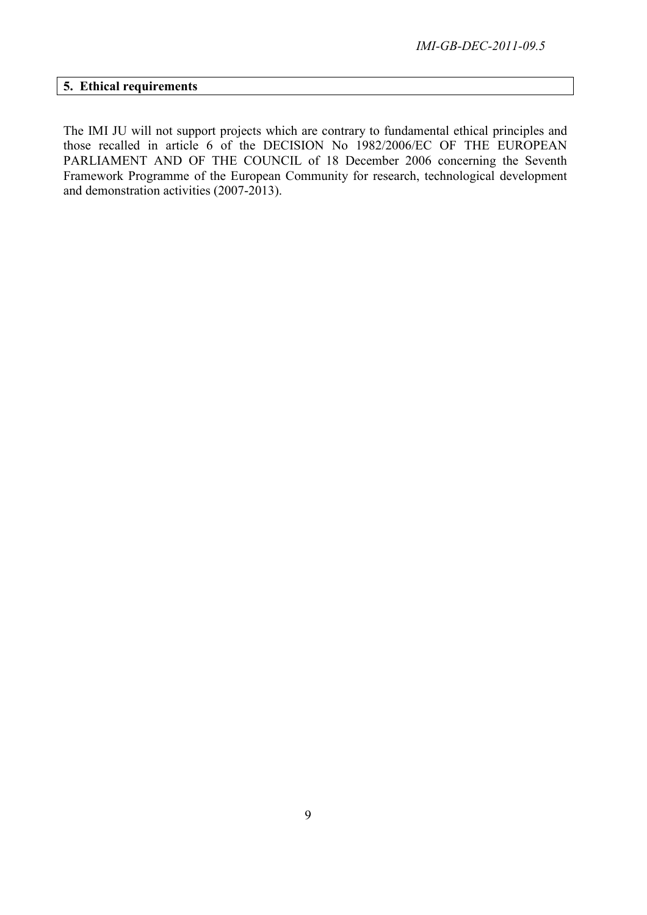## 5. Ethical requirements

The IMI JU will not support projects which are contrary to fundamental ethical principles and those recalled in article 6 of the DECISION No 1982/2006/EC OF THE EUROPEAN PARLIAMENT AND OF THE COUNCIL of 18 December 2006 concerning the Seventh Framework Programme of the European Community for research, technological development and demonstration activities (2007-2013).